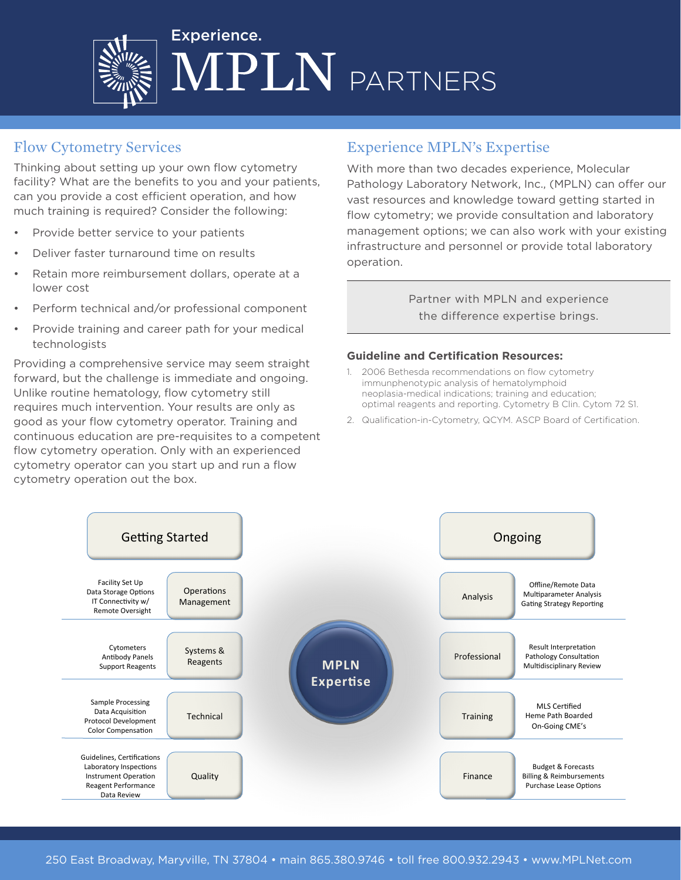# Experience. MPLN PARTNERS

## Flow Cytometry Services

Thinking about setting up your own flow cytometry facility? What are the benefits to you and your patients, can you provide a cost efficient operation, and how much training is required? Consider the following:

- Provide better service to your patients
- Deliver faster turnaround time on results
- Retain more reimbursement dollars, operate at a lower cost
- Perform technical and/or professional component
- Provide training and career path for your medical technologists

Providing a comprehensive service may seem straight forward, but the challenge is immediate and ongoing. Unlike routine hematology, flow cytometry still requires much intervention. Your results are only as good as your flow cytometry operator. Training and continuous education are pre-requisites to a competent flow cytometry operation. Only with an experienced cytometry operator can you start up and run a flow cytometry operation out the box.

## Experience MPLN's Expertise

With more than two decades experience, Molecular Pathology Laboratory Network, Inc., (MPLN) can offer our vast resources and knowledge toward getting started in flow cytometry; we provide consultation and laboratory management options; we can also work with your existing infrastructure and personnel or provide total laboratory operation.

Partner with MPLN and experience the difference expertise brings.

**Guideline and Certification Resources:**

1. 2006 Bethesda recommendations on flow cytometry immunphenotypic analysis of hematolymphoid neoplasia-medical indications; training and education; optimal reagents and reporting. Cytometry B Clin. Cytom 72 S1.
2. Qualification-in-Cytometry, QCYM. ASCP Board of Certification.

**MPLN Expertise**

| Getting Started | |
|---|---|
| Facility Set Up, Data Storage Options, IT Connectivity w/ Remote Oversight | Operations Management |
| Cytometers, Antibody Panels, Support Reagents | Systems & Reagents |
| Sample Processing, Data Acquisition, Protocol Development, Color Compensation | Technical |
| Guidelines, Certifications, Laboratory Inspections, Instrument Operation, Reagent Performance, Data Review | Quality |

| Ongoing | |
|---|---|
| Analysis | Offline/Remote Data, Multiparameter Analysis, Gating Strategy Reporting |
| Professional | Result Interpretation, Pathology Consultation, Multidisciplinary Review |
| Training | MLS Certified, Heme Path Boarded, On-Going CME's |
| Finance | Budget & Forecasts, Billing & Reimbursements, Purchase Lease Options |

250 East Broadway, Maryville, TN 37804 • main 865.380.9746 • toll free 800.932.2943 • www.MPLNet.com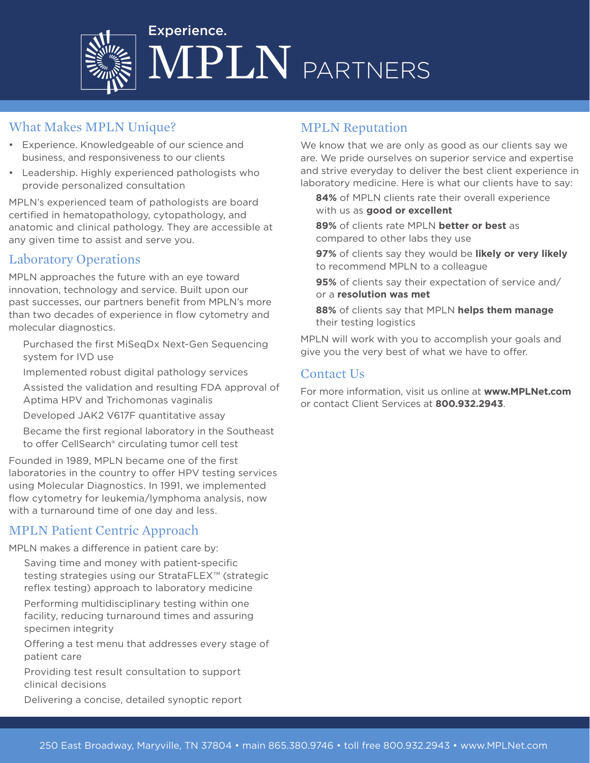Experience.

# MPLN PARTNERS

## What Makes MPLN Unique?

- Experience. Knowledgeable of our science and business, and responsiveness to our clients
- Leadership. Highly experienced pathologists who provide personalized consultation

MPLN's experienced team of pathologists are board certified in hematopathology, cytopathology, and anatomic and clinical pathology. They are accessible at any given time to assist and serve you.

## Laboratory Operations

MPLN approaches the future with an eye toward innovation, technology and service. Built upon our past successes, our partners benefit from MPLN's more than two decades of experience in flow cytometry and molecular diagnostics.

- Purchased the first MiSeqDx Next-Gen Sequencing system for IVD use
- Implemented robust digital pathology services
- Assisted the validation and resulting FDA approval of Aptima HPV and Trichomonas vaginalis
- Developed JAK2 V617F quantitative assay
- Became the first regional laboratory in the Southeast to offer CellSearch® circulating tumor cell test

Founded in 1989, MPLN became one of the first laboratories in the country to offer HPV testing services using Molecular Diagnostics. In 1991, we implemented flow cytometry for leukemia/lymphoma analysis, now with a turnaround time of one day and less.

## MPLN Patient Centric Approach

MPLN makes a difference in patient care by:

- Saving time and money with patient-specific testing strategies using our StrataFLEX™ (strategic reflex testing) approach to laboratory medicine
- Performing multidisciplinary testing within one facility, reducing turnaround times and assuring specimen integrity
- Offering a test menu that addresses every stage of patient care
- Providing test result consultation to support clinical decisions
- Delivering a concise, detailed synoptic report

## MPLN Reputation

We know that we are only as good as our clients say we are. We pride ourselves on superior service and expertise and strive everyday to deliver the best client experience in laboratory medicine. Here is what our clients have to say:

- **84%** of MPLN clients rate their overall experience with us as **good or excellent**
- **89%** of clients rate MPLN **better or best** as compared to other labs they use
- **97%** of clients say they would be **likely or very likely** to recommend MPLN to a colleague
- **95%** of clients say their expectation of service and/or a **resolution was met**
- **88%** of clients say that MPLN **helps them manage** their testing logistics

MPLN will work with you to accomplish your goals and give you the very best of what we have to offer.

## Contact Us

For more information, visit us online at **www.MPLNet.com** or contact Client Services at **800.932.2943**.

250 East Broadway, Maryville, TN 37804 • main 865.380.9746 • toll free 800.932.2943 • www.MPLNet.com